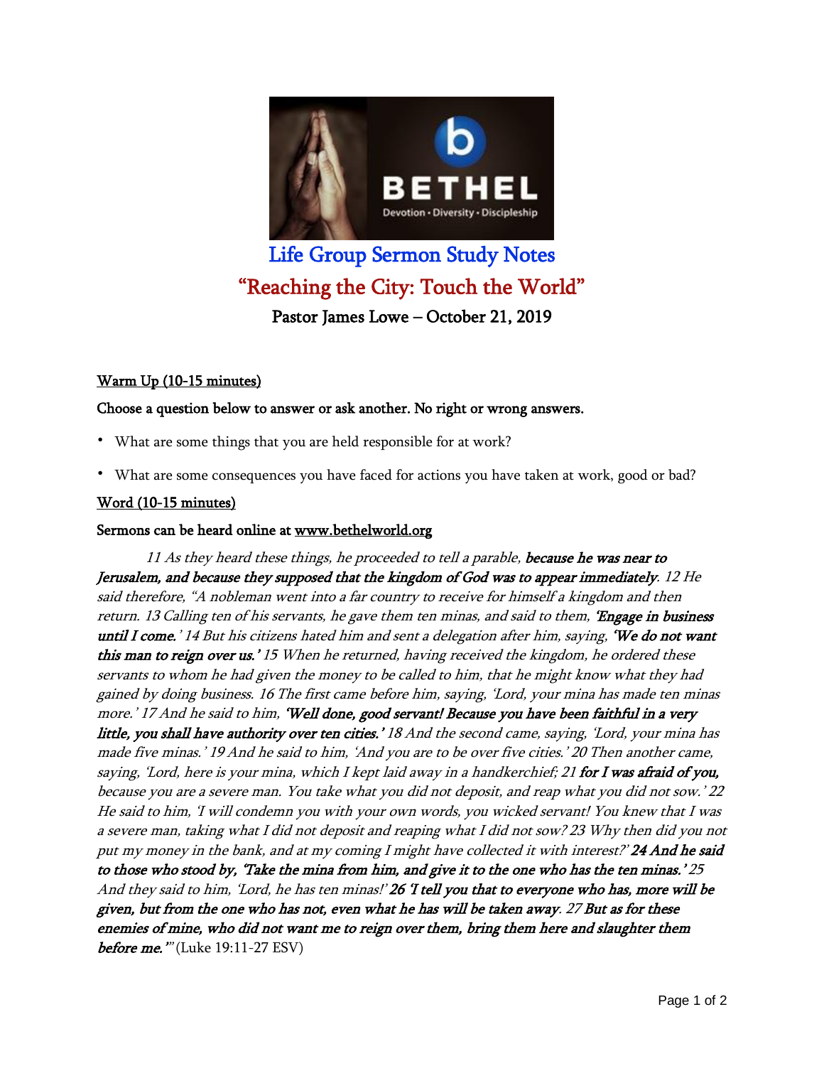# Life Group Sermon Study Notes

## "Reaching the City: Touch the World"

### Pastor James Lowe – October 21, 2019

**Warm Up (10-15 minutes)**

**Choose a question below to answer or ask another. No right or wrong answers.**

- What are some things that you are held responsible for at work?
- What are some consequences you have faced for actions you have taken at work, good or bad?

**Word (10-15 minutes)**

**Sermons can be heard online at www.bethelworld.org**

*11 As they heard these things, he proceeded to tell a parable,* ***because he was near to Jerusalem, and because they supposed that the kingdom of God was to appear immediately****. 12 He said therefore, "A nobleman went into a far country to receive for himself a kingdom and then return. 13 Calling ten of his servants, he gave them ten minas, and said to them,* ***'Engage in business until I come.'*** *14 But his citizens hated him and sent a delegation after him, saying,* ***'We do not want this man to reign over us.'*** *15 When he returned, having received the kingdom, he ordered these servants to whom he had given the money to be called to him, that he might know what they had gained by doing business. 16 The first came before him, saying, 'Lord, your mina has made ten minas more.' 17 And he said to him,* ***'Well done, good servant! Because you have been faithful in a very little, you shall have authority over ten cities.'*** *18 And the second came, saying, 'Lord, your mina has made five minas.' 19 And he said to him, 'And you are to be over five cities.' 20 Then another came, saying, 'Lord, here is your mina, which I kept laid away in a handkerchief; 21* ***for I was afraid of you,*** *because you are a severe man. You take what you did not deposit, and reap what you did not sow.' 22 He said to him, 'I will condemn you with your own words, you wicked servant! You knew that I was a severe man, taking what I did not deposit and reaping what I did not sow? 23 Why then did you not put my money in the bank, and at my coming I might have collected it with interest?'* ***24 And he said to those who stood by, 'Take the mina from him, and give it to the one who has the ten minas.'*** *25 And they said to him, 'Lord, he has ten minas!'* ***26 'I tell you that to everyone who has, more will be given, but from the one who has not, even what he has will be taken away****. 27* ***But as for these enemies of mine, who did not want me to reign over them, bring them here and slaughter them before me.'"*** (Luke 19:11-27 ESV)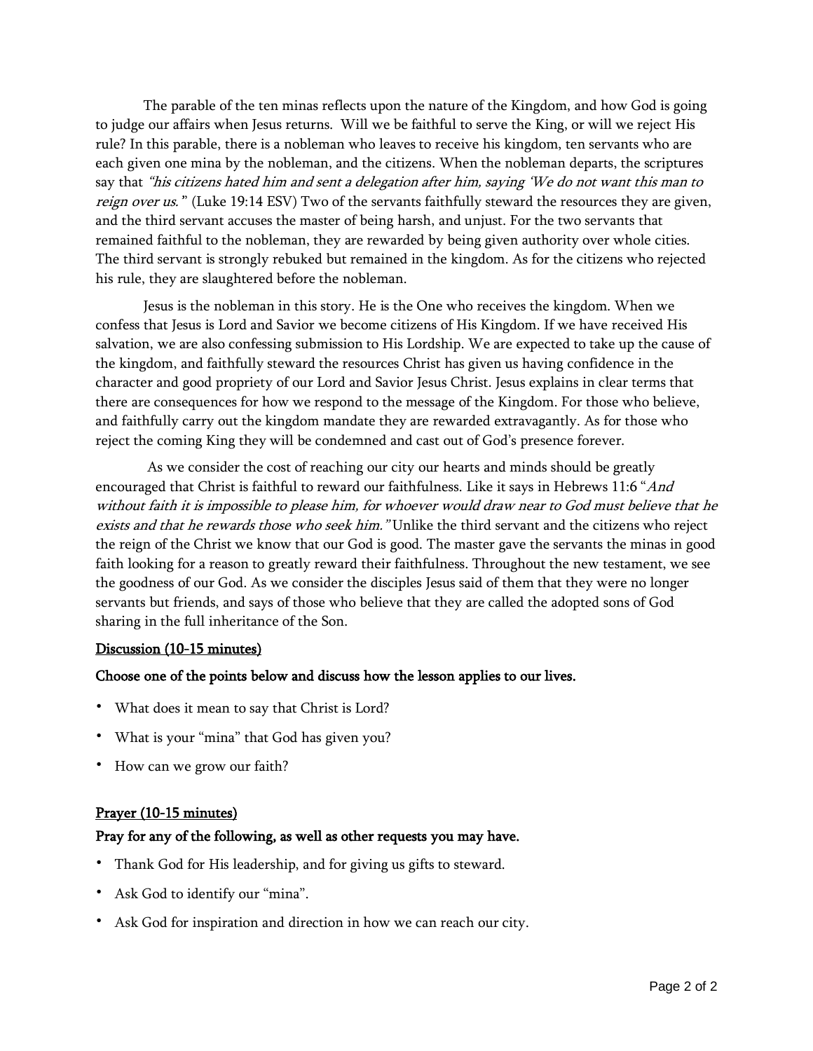The parable of the ten minas reflects upon the nature of the Kingdom, and how God is going to judge our affairs when Jesus returns. Will we be faithful to serve the King, or will we reject His rule? In this parable, there is a nobleman who leaves to receive his kingdom, ten servants who are each given one mina by the nobleman, and the citizens. When the nobleman departs, the scriptures say that *"his citizens hated him and sent a delegation after him, saying 'We do not want this man to reign over us.'"* (Luke 19:14 ESV) Two of the servants faithfully steward the resources they are given, and the third servant accuses the master of being harsh, and unjust. For the two servants that remained faithful to the nobleman, they are rewarded by being given authority over whole cities. The third servant is strongly rebuked but remained in the kingdom. As for the citizens who rejected his rule, they are slaughtered before the nobleman.

Jesus is the nobleman in this story. He is the One who receives the kingdom. When we confess that Jesus is Lord and Savior we become citizens of His Kingdom. If we have received His salvation, we are also confessing submission to His Lordship. We are expected to take up the cause of the kingdom, and faithfully steward the resources Christ has given us having confidence in the character and good propriety of our Lord and Savior Jesus Christ. Jesus explains in clear terms that there are consequences for how we respond to the message of the Kingdom. For those who believe, and faithfully carry out the kingdom mandate they are rewarded extravagantly. As for those who reject the coming King they will be condemned and cast out of God's presence forever.

As we consider the cost of reaching our city our hearts and minds should be greatly encouraged that Christ is faithful to reward our faithfulness. Like it says in Hebrews 11:6 "*And without faith it is impossible to please him, for whoever would draw near to God must believe that he exists and that he rewards those who seek him.*" Unlike the third servant and the citizens who reject the reign of the Christ we know that our God is good. The master gave the servants the minas in good faith looking for a reason to greatly reward their faithfulness. Throughout the new testament, we see the goodness of our God. As we consider the disciples Jesus said of them that they were no longer servants but friends, and says of those who believe that they are called the adopted sons of God sharing in the full inheritance of the Son.

<u>Discussion (10-15 minutes)</u>

**Choose one of the points below and discuss how the lesson applies to our lives.**

- What does it mean to say that Christ is Lord?
- What is your "mina" that God has given you?
- How can we grow our faith?

<u>Prayer (10-15 minutes)</u>

**Pray for any of the following, as well as other requests you may have.**

- Thank God for His leadership, and for giving us gifts to steward.
- Ask God to identify our "mina".
- Ask God for inspiration and direction in how we can reach our city.